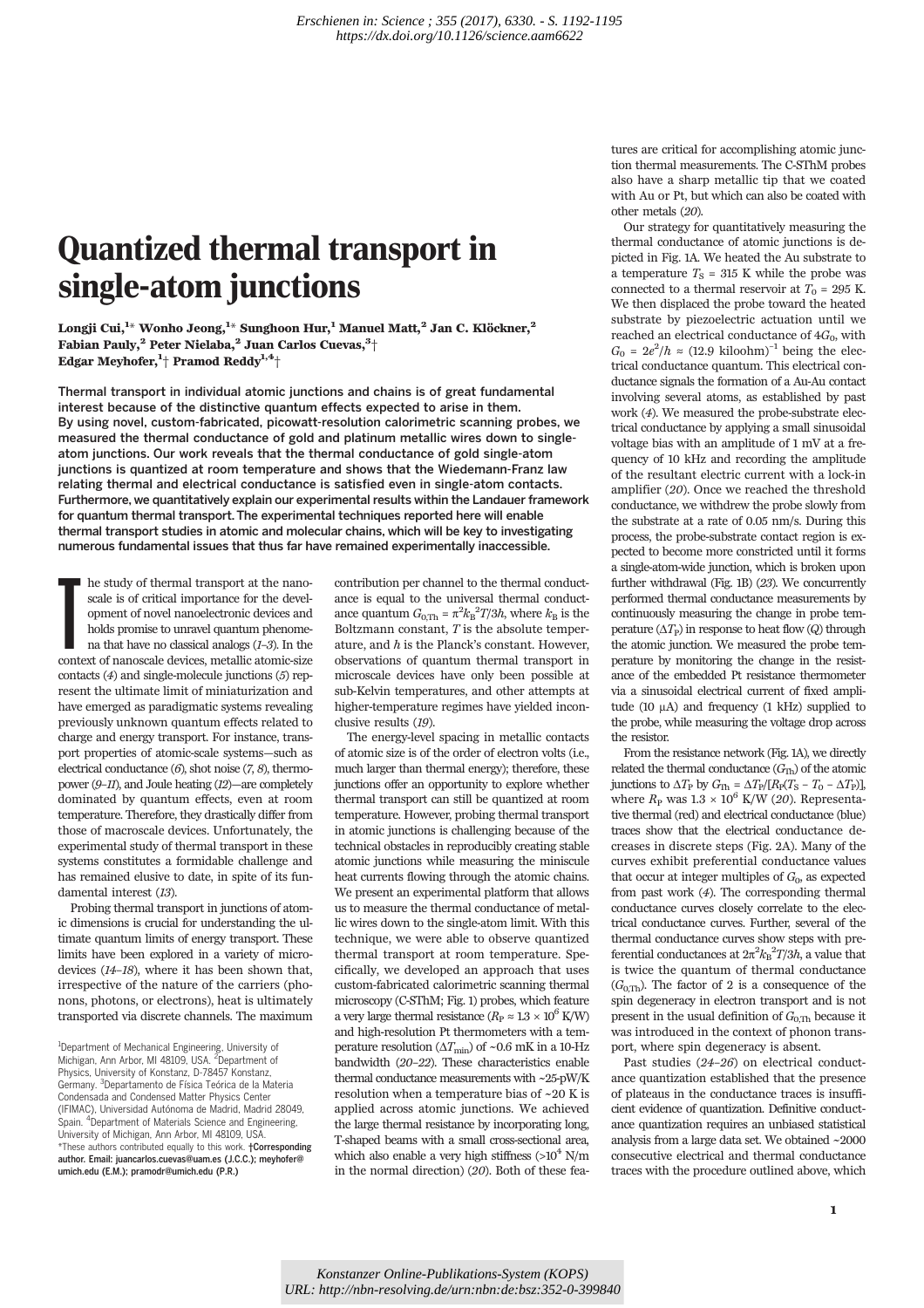Erschienen in: Science ; 355 (2017), 6330. - S. 1192-1195
https://dx.doi.org/10.1126/science.aam6622

# Quantized thermal transport in single-atom junctions

**Longji Cui,[1]* Wonho Jeong,[1]* Sunghoon Hur,[1] Manuel Matt,[2] Jan C. Klöckner,[2] Fabian Pauly,[2] Peter Nielaba,[2] Juan Carlos Cuevas,[3]† Edgar Meyhofer,[1]† Pramod Reddy[1,4]†**

**Thermal transport in individual atomic junctions and chains is of great fundamental interest because of the distinctive quantum effects expected to arise in them. By using novel, custom-fabricated, picowatt-resolution calorimetric scanning probes, we measured the thermal conductance of gold and platinum metallic wires down to single-atom junctions. Our work reveals that the thermal conductance of gold single-atom junctions is quantized at room temperature and shows that the Wiedemann-Franz law relating thermal and electrical conductance is satisfied even in single-atom contacts. Furthermore, we quantitatively explain our experimental results within the Landauer framework for quantum thermal transport. The experimental techniques reported here will enable thermal transport studies in atomic and molecular chains, which will be key to investigating numerous fundamental issues that thus far have remained experimentally inaccessible.**

The study of thermal transport at the nanoscale is of critical importance for the development of novel nanoelectronic devices and holds promise to unravel quantum phenomena that have no classical analogs (*1*–*3*). In the context of nanoscale devices, metallic atomic-size contacts (*4*) and single-molecule junctions (*5*) represent the ultimate limit of miniaturization and have emerged as paradigmatic systems revealing previously unknown quantum effects related to charge and energy transport. For instance, transport properties of atomic-scale systems—such as electrical conductance (*6*), shot noise (*7*, *8*), thermopower (*9*–*11*), and Joule heating (*12*)—are completely dominated by quantum effects, even at room temperature. Therefore, they drastically differ from those of macroscale devices. Unfortunately, the experimental study of thermal transport in these systems constitutes a formidable challenge and has remained elusive to date, in spite of its fundamental interest (*13*).

Probing thermal transport in junctions of atomic dimensions is crucial for understanding the ultimate quantum limits of energy transport. These limits have been explored in a variety of microdevices (*14*–*18*), where it has been shown that, irrespective of the nature of the carriers (phonons, photons, or electrons), heat is ultimately transported via discrete channels. The maximum contribution per channel to the thermal conductance is equal to the universal thermal conductance quantum $G_{0,Th} = \pi^2 k_B^2 T/3h$, where $k_B$ is the Boltzmann constant, $T$ is the absolute temperature, and $h$ is the Planck's constant. However, observations of quantum thermal transport in microscale devices have only been possible at sub-Kelvin temperatures, and other attempts at higher-temperature regimes have yielded inconclusive results (*19*).

The energy-level spacing in metallic contacts of atomic size is of the order of electron volts (i.e., much larger than thermal energy); therefore, these junctions offer an opportunity to explore whether thermal transport can still be quantized at room temperature. However, probing thermal transport in atomic junctions is challenging because of the technical obstacles in reproducibly creating stable atomic junctions while measuring the miniscule heat currents flowing through the atomic chains. We present an experimental platform that allows us to measure the thermal conductance of metallic wires down to the single-atom limit. With this technique, we were able to observe quantized thermal transport at room temperature. Specifically, we developed an approach that uses custom-fabricated calorimetric scanning thermal microscopy (C-SThM; Fig. 1) probes, which feature a very large thermal resistance ($R_P \approx 1.3 \times 10^6$ K/W) and high-resolution Pt thermometers with a temperature resolution ($\Delta T_{min}$) of ~0.6 mK in a 10-Hz bandwidth (*20*–*22*). These characteristics enable thermal conductance measurements with ~25-pW/K resolution when a temperature bias of ~20 K is applied across atomic junctions. We achieved the large thermal resistance by incorporating long, T-shaped beams with a small cross-sectional area, which also enable a very high stiffness (>$10^4$ N/m in the normal direction) (*20*). Both of these features are critical for accomplishing atomic junction thermal measurements. The C-SThM probes also have a sharp metallic tip that we coated with Au or Pt, but which can also be coated with other metals (*20*).

Our strategy for quantitatively measuring the thermal conductance of atomic junctions is depicted in Fig. 1A. We heated the Au substrate to a temperature $T_S$ = 315 K while the probe was connected to a thermal reservoir at $T_0$ = 295 K. We then displaced the probe toward the heated substrate by piezoelectric actuation until we reached an electrical conductance of $4G_0$, with $G_0 = 2e^2/h \approx (12.9\ \text{kiloohm})^{-1}$ being the electrical conductance quantum. This electrical conductance signals the formation of a Au-Au contact involving several atoms, as established by past work (*4*). We measured the probe-substrate electrical conductance by applying a small sinusoidal voltage bias with an amplitude of 1 mV at a frequency of 10 kHz and recording the amplitude of the resultant electric current with a lock-in amplifier (*20*). Once we reached the threshold conductance, we withdrew the probe slowly from the substrate at a rate of 0.05 nm/s. During this process, the probe-substrate contact region is expected to become more constricted until it forms a single-atom-wide junction, which is broken upon further withdrawal (Fig. 1B) (*23*). We concurrently performed thermal conductance measurements by continuously measuring the change in probe temperature ($\Delta T_P$) in response to heat flow ($Q$) through the atomic junction. We measured the probe temperature by monitoring the change in the resistance of the embedded Pt resistance thermometer via a sinusoidal electrical current of fixed amplitude (10 μA) and frequency (1 kHz) supplied to the probe, while measuring the voltage drop across the resistor.

From the resistance network (Fig. 1A), we directly related the thermal conductance ($G_{Th}$) of the atomic junctions to $\Delta T_P$ by $G_{Th} = \Delta T_P/[R_P(T_S - T_0 - \Delta T_P)]$, where $R_P$ was $1.3 \times 10^6$ K/W (*20*). Representative thermal (red) and electrical conductance (blue) traces show that the electrical conductance decreases in discrete steps (Fig. 2A). Many of the curves exhibit preferential conductance values that occur at integer multiples of $G_0$, as expected from past work (*4*). The corresponding thermal conductance curves closely correlate to the electrical conductance curves. Further, several of the thermal conductance curves show steps with preferential conductances at $2\pi^2 k_B^2 T/3h$, a value that is twice the quantum of thermal conductance ($G_{0,Th}$). The factor of 2 is a consequence of the spin degeneracy in electron transport and is not present in the usual definition of $G_{0,Th}$ because it was introduced in the context of phonon transport, where spin degeneracy is absent.

Past studies (*24*–*26*) on electrical conductance quantization established that the presence of plateaus in the conductance traces is insufficient evidence of quantization. Definitive conductance quantization requires an unbiased statistical analysis from a large data set. We obtained ~2000 consecutive electrical and thermal conductance traces with the procedure outlined above, which

[1]Department of Mechanical Engineering, University of Michigan, Ann Arbor, MI 48109, USA. [2]Department of Physics, University of Konstanz, D-78457 Konstanz, Germany. [3]Departamento de Física Teórica de la Materia Condensada and Condensed Matter Physics Center (IFIMAC), Universidad Autónoma de Madrid, Madrid 28049, Spain. [4]Department of Materials Science and Engineering, University of Michigan, Ann Arbor, MI 48109, USA.
*These authors contributed equally to this work. **†Corresponding author. Email: juancarlos.cuevas@uam.es (J.C.C.); meyhofer@umich.edu (E.M.); pramodr@umich.edu (P.R.)**

Konstanzer Online-Publikations-System (KOPS)
URL: http://nbn-resolving.de/urn:nbn:de:bsz:352-0-399840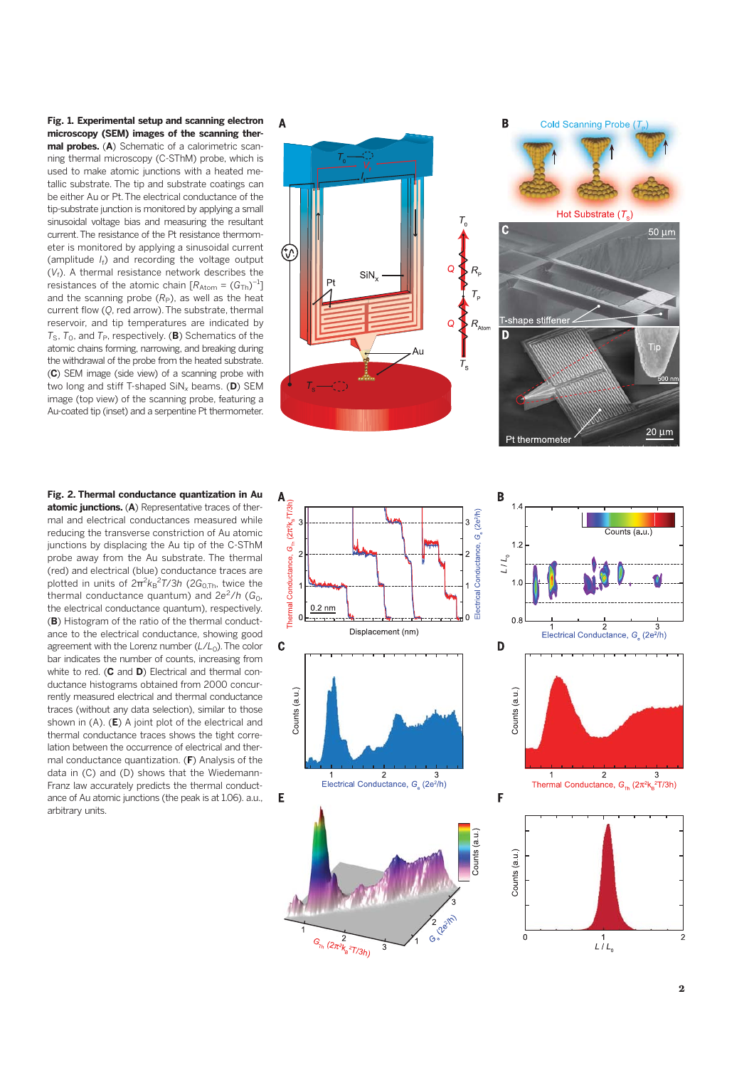**Fig. 1. Experimental setup and scanning electron microscopy (SEM) images of the scanning thermal probes.** (**A**) Schematic of a calorimetric scanning thermal microscopy (C-SThM) probe, which is used to make atomic junctions with a heated metallic substrate. The tip and substrate coatings can be either Au or Pt. The electrical conductance of the tip-substrate junction is monitored by applying a small sinusoidal voltage bias and measuring the resultant current. The resistance of the Pt resistance thermometer is monitored by applying a sinusoidal current (amplitude $I_f$) and recording the voltage output ($V_f$). A thermal resistance network describes the resistances of the atomic chain [$R_{Atom} = (G_{Th})^{-1}$] and the scanning probe ($R_P$), as well as the heat current flow ($Q$, red arrow). The substrate, thermal reservoir, and tip temperatures are indicated by $T_S$, $T_0$, and $T_P$, respectively. (**B**) Schematics of the atomic chains forming, narrowing, and breaking during the withdrawal of the probe from the heated substrate. (**C**) SEM image (side view) of a scanning probe with two long and stiff T-shaped $SiN_x$ beams. (**D**) SEM image (top view) of the scanning probe, featuring a Au-coated tip (inset) and a serpentine Pt thermometer.

A

$T_0$ $V_f$ $I_f$ Pt $SiN_x$ Au $T_s$

$T_0$ $Q$ $R_P$ $T_P$ $Q$ $R_{Atom}$ $T_s$

B

Cold Scanning Probe ($T_P$)

Hot Substrate ($T_s$)

C

50 µm

T-shape stiffener

D

Tip

500 nm

20 µm

Pt thermometer

**Fig. 2. Thermal conductance quantization in Au atomic junctions.** (**A**) Representative traces of thermal and electrical conductances measured while reducing the transverse constriction of Au atomic junctions by displacing the Au tip of the C-SThM probe away from the Au substrate. The thermal (red) and electrical (blue) conductance traces are plotted in units of $2\pi^2 k_B{}^2 T/3h$ ($2G_{0,Th}$, twice the thermal conductance quantum) and $2e^2/h$ ($G_0$, the electrical conductance quantum), respectively. (**B**) Histogram of the ratio of the thermal conductance to the electrical conductance, showing good agreement with the Lorenz number ($L/L_O$). The color bar indicates the number of counts, increasing from white to red. (**C** and **D**) Electrical and thermal conductance histograms obtained from 2000 concurrently measured electrical and thermal conductance traces (without any data selection), similar to those shown in (A). (**E**) A joint plot of the electrical and thermal conductance traces shows the tight correlation between the occurrence of electrical and thermal conductance quantization. (**F**) Analysis of the data in (C) and (D) shows that the Wiedemann-Franz law accurately predicts the thermal conductance of Au atomic junctions (the peak is at 1.06). a.u., arbitrary units.

A

Thermal Conductance, $G_{Th}$ ($2\pi^2 k_B{}^2 T/3h$)

Electrical Conductance, $G_e$ ($2e^2/h$)

0 1 2 3

0.2 nm

Displacement (nm)

B

Counts (a.u.)

$L/L_0$

0.8 1.0 1.2 1.4

1 2 3

Electrical Conductance, $G_e$ ($2e^2/h$)

C

Counts (a.u.)

1 2 3

Electrical Conductance, $G_e$ ($2e^2/h$)

D

Counts (a.u.)

1 2 3

Thermal Conductance, $G_{Th}$ ($2\pi^2 k_B{}^2 T/3h$)

E

Counts (a.u.)

1 2 3

$G_{Th}$ ($2\pi^2 k_B{}^2 T/3h$)

1 2 3

$G_e$ ($2e^2/h$)

F

Counts (a.u.)

0 1 2

$L/L_0$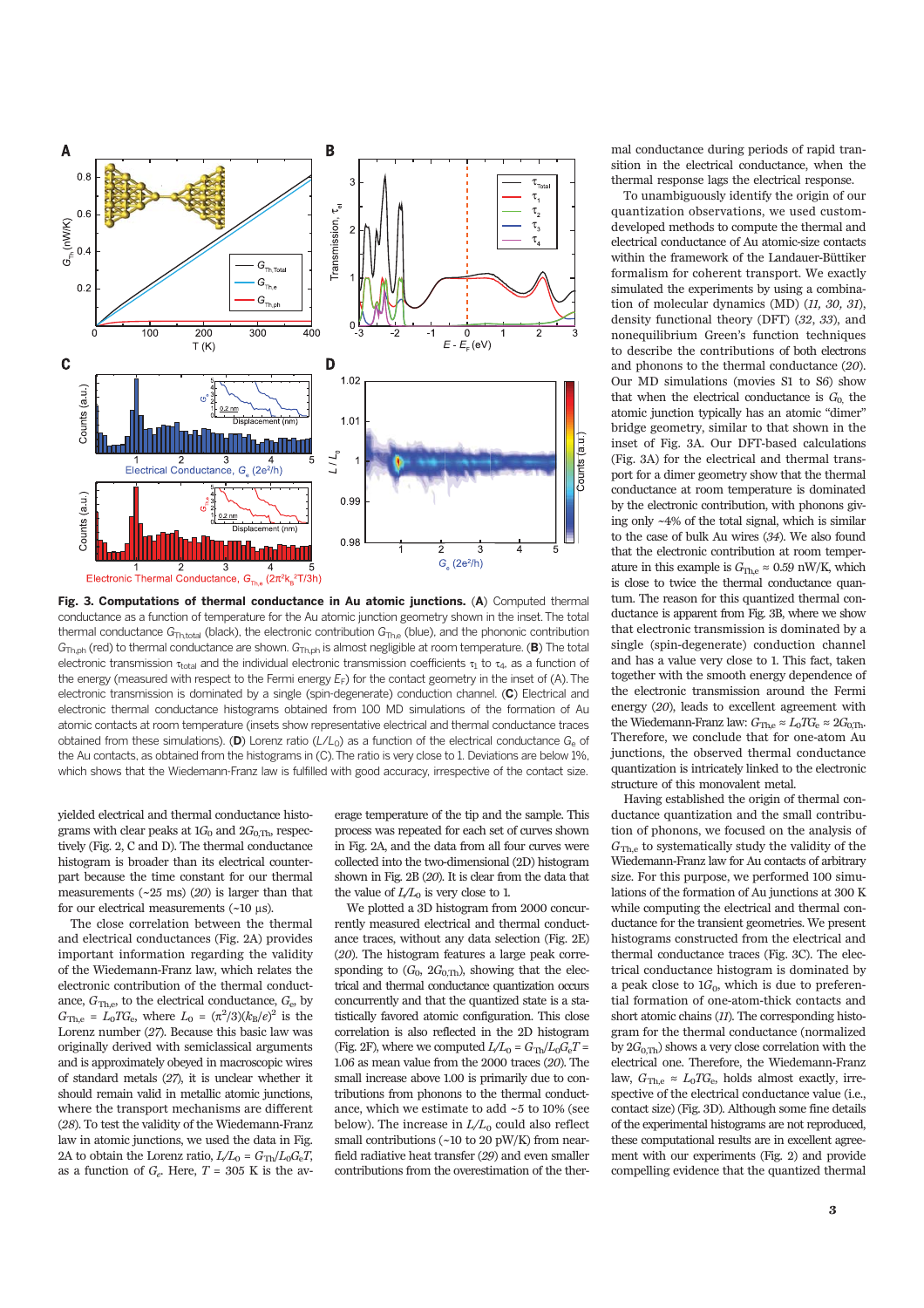A

0.8
0.6
0.4
0.2
0
$G_{Th}$ (nW/K)
0 100 200 300 400
T (K)
$G_{Th,Total}$
$G_{Th,e}$
$G_{Th,ph}$

B

3
2
1
0
Transmission, $\tau_{el}$
-3 -2 -1 0 1 2 3
$E - E_F$ (eV)
$\tau_{Total}$
$\tau_1$
$\tau_2$
$\tau_3$
$\tau_4$

C

Counts (a.u.)
1 2 3 4 5
Electrical Conductance, $G_e$ ($2e^2/h$)
Displacement (nm)
0.2 nm

Counts (a.u.)
1 2 3 4 5
Electronic Thermal Conductance, $G_{Th,e}$ ($2\pi^2k_B{}^2T/3h$)
Displacement (nm)
0.2 nm

D

1.02
1.01
1
0.99
0.98
$L / L_0$
1 2 3 4 5
$G_e$ ($2e^2/h$)
Counts (a.u.)

**Fig. 3. Computations of thermal conductance in Au atomic junctions.** (**A**) Computed thermal conductance as a function of temperature for the Au atomic junction geometry shown in the inset. The total thermal conductance $G_{Th,total}$ (black), the electronic contribution $G_{Th,e}$ (blue), and the phononic contribution $G_{Th,ph}$ (red) to thermal conductance are shown. $G_{Th,ph}$ is almost negligible at room temperature. (**B**) The total electronic transmission $\tau_{total}$ and the individual electronic transmission coefficients $\tau_1$ to $\tau_4$, as a function of the energy (measured with respect to the Fermi energy $E_F$) for the contact geometry in the inset of (A). The electronic transmission is dominated by a single (spin-degenerate) conduction channel. (**C**) Electrical and electronic thermal conductance histograms obtained from 100 MD simulations of the formation of Au atomic contacts at room temperature (insets show representative electrical and thermal conductance traces obtained from these simulations). (**D**) Lorenz ratio ($L/L_0$) as a function of the electrical conductance $G_e$ of the Au contacts, as obtained from the histograms in (C). The ratio is very close to 1.00. Deviations are below 1%, which shows that the Wiedemann-Franz law is fulfilled with good accuracy, irrespective of the contact size.

yielded electrical and thermal conductance histograms with clear peaks at $1G_0$ and $2G_{0,Th}$, respectively (Fig. 2, C and D). The thermal conductance histogram is broader than its electrical counterpart because the time constant for our thermal measurements (~25 ms) (*20*) is larger than that for our electrical measurements (~10 μs).

The close correlation between the thermal and electrical conductances (Fig. 2A) provides important information regarding the validity of the Wiedemann-Franz law, which relates the electronic contribution of the thermal conductance, $G_{Th,e}$, to the electrical conductance, $G_e$, by $G_{Th,e} = L_0 T G_e$, where $L_0 = (\pi^2/3)(k_B/e)^2$ is the Lorenz number (*27*). Because this basic law was originally derived with semiclassical arguments and is approximately obeyed in macroscopic wires of standard metals (*27*), it is unclear whether it should remain valid in metallic atomic junctions, where the transport mechanisms are different (*28*). To test the validity of the Wiedemann-Franz law in atomic junctions, we used the data in Fig. 2A to obtain the Lorenz ratio, $L/L_0 = G_{Th}/L_0 G_e T$, as a function of $G_e$. Here, $T$ = 305 K is the average temperature of the tip and the sample. This process was repeated for each set of curves shown in Fig. 2A, and the data from all four curves were collected into the two-dimensional (2D) histogram shown in Fig. 2B (*20*). It is clear from the data that the value of $L/L_0$ is very close to 1.

We plotted a 3D histogram from 2000 concurrently measured electrical and thermal conductance traces, without any data selection (Fig. 2E) (*20*). The histogram features a large peak corresponding to ($G_0$, $2G_{0,Th}$), showing that the electrical and thermal conductance quantization occurs concurrently and that the quantized state is a statistically favored atomic configuration. This close correlation is also reflected in the 2D histogram (Fig. 2F), where we computed $L/L_0 = G_{Th}/L_0 G_e T$ = 1.06 as mean value from the 2000 traces (*20*). The small increase above 1.00 is primarily due to contributions from phonons to the thermal conductance, which we estimate to add ~5 to 10% (see below). The increase in $L/L_0$ could also reflect small contributions (~10 to 20 pW/K) from near-field radiative heat transfer (*29*) and even smaller contributions from the overestimation of the thermal conductance during periods of rapid transition in the electrical conductance, when the thermal response lags the electrical response.

To unambiguously identify the origin of our quantization observations, we used custom-developed methods to compute the thermal and electrical conductance of Au atomic-size contacts within the framework of the Landauer-Büttiker formalism for coherent transport. We exactly simulated the experiments by using a combination of molecular dynamics (MD) (*11*, *30*, *31*), density functional theory (DFT) (*32*, *33*), and nonequilibrium Green's function techniques to describe the contributions of both electrons and phonons to the thermal conductance (*20*). Our MD simulations (movies S1 to S6) show that when the electrical conductance is $G_0$, the atomic junction typically has an atomic "dimer" bridge geometry, similar to that shown in the inset of Fig. 3A. Our DFT-based calculations (Fig. 3A) for the electrical and thermal transport for a dimer geometry show that the thermal conductance at room temperature is dominated by the electronic contribution, with phonons giving only ~4% of the total signal, which is similar to the case of bulk Au wires (*34*). We also found that the electronic contribution at room temperature in this example is $G_{Th,e} \approx 0.59$ nW/K, which is close to twice the thermal conductance quantum. The reason for this quantized thermal conductance is apparent from Fig. 3B, where we show that electronic transmission is dominated by a single (spin-degenerate) conduction channel and has a value very close to 1. This fact, taken together with the smooth energy dependence of the electronic transmission around the Fermi energy (*20*), leads to excellent agreement with the Wiedemann-Franz law: $G_{Th,e} \approx L_0 T G_e \approx 2G_{0,Th}$. Therefore, we conclude that for one-atom Au junctions, the observed thermal conductance quantization is intricately linked to the electronic structure of this monovalent metal.

Having established the origin of thermal conductance quantization and the small contribution of phonons, we focused on the analysis of $G_{Th,e}$ to systematically study the validity of the Wiedemann-Franz law for Au contacts of arbitrary size. For this purpose, we performed 100 simulations of the formation of Au junctions at 300 K while computing the electrical and thermal conductance for the transient geometries. We present histograms constructed from the electrical and thermal conductance traces (Fig. 3C). The electrical conductance histogram is dominated by a peak close to $1G_0$, which is due to preferential formation of one-atom-thick contacts and short atomic chains (*11*). The corresponding histogram for the thermal conductance (normalized by $2G_{0,Th}$) shows a very close correlation with the electrical one. Therefore, the Wiedemann-Franz law, $G_{Th,e} \approx L_0 T G_e$, holds almost exactly, irrespective of the electrical conductance value (i.e., contact size) (Fig. 3D). Although some fine details of the experimental histograms are not reproduced, these computational results are in excellent agreement with our experiments (Fig. 2) and provide compelling evidence that the quantized thermal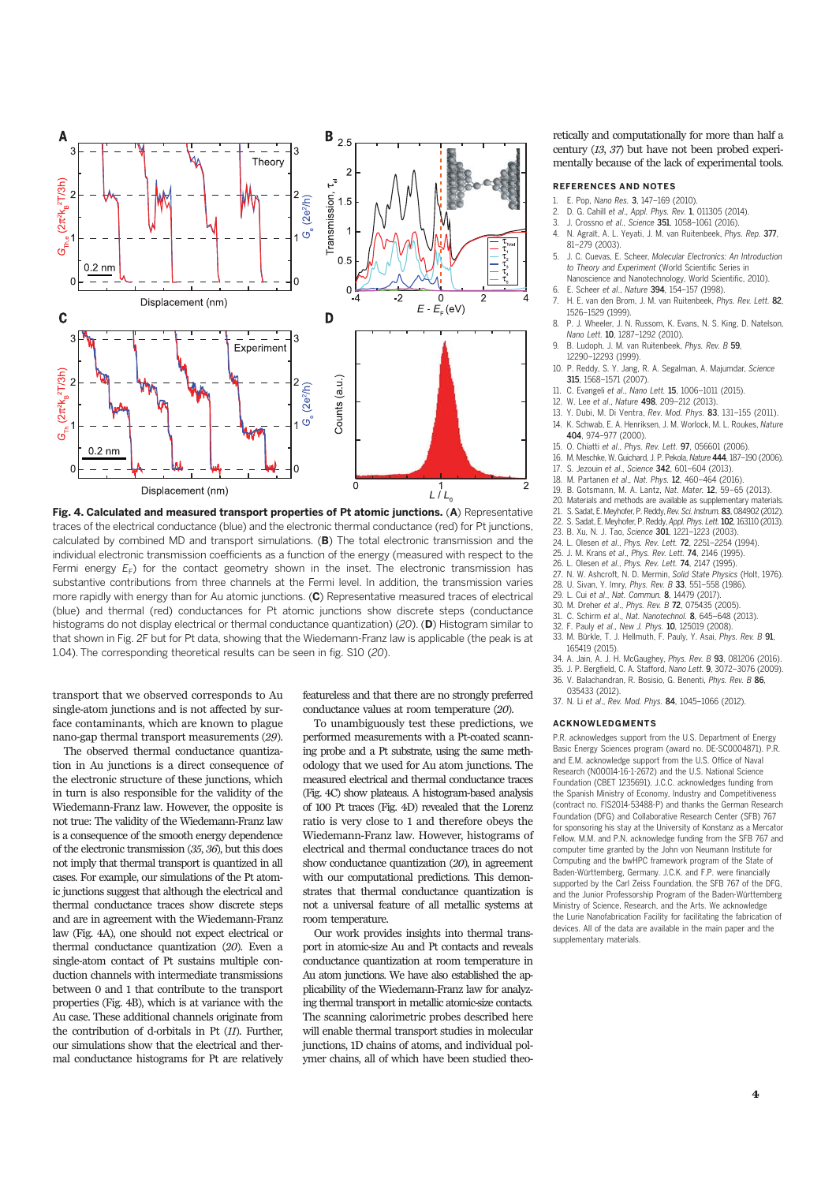A

Theory

0.2 nm

$G_{Th,e}$ $(2\pi^2 k_B^2 T/3h)$

$G_e$ $(2e^2/h)$

Displacement (nm)

B

Transmission, $\tau_{el}$

$E - E_F$ (eV)

C

Experiment

0.2 nm

$G_{Th}$ $(2\pi^2 k_B^2 T/3h)$

$G_e$ $(2e^2/h)$

Displacement (nm)

D

Counts (a.u.)

$L / L_0$

**Fig. 4. Calculated and measured transport properties of Pt atomic junctions.** (**A**) Representative traces of the electrical conductance (blue) and the electronic thermal conductance (red) for Pt junctions, calculated by combined MD and transport simulations. (**B**) The total electronic transmission and the individual electronic transmission coefficients as a function of energy (measured with respect to the Fermi energy $E_F$) for the contact geometry shown in the inset. The electronic transmission has substantive contributions from three channels at the Fermi level. In addition, the transmission varies more rapidly with energy than for Au atomic junctions. (**C**) Representative measured traces of electrical (blue) and thermal (red) conductances for Pt atomic junctions show discrete steps (conductance histograms do not display electrical or thermal conductance quantization) (*20*). (**D**) Histogram similar to that shown in Fig. 2F but for Pt data, showing that the Wiedemann-Franz law is applicable (the peak is at 1.04). The corresponding theoretical results can be seen in fig. S10 (*20*).

transport that we observed corresponds to Au single-atom junctions and is not affected by surface contaminants, which are known to plague nano-gap thermal transport measurements (*29*).

The observed thermal conductance quantization in Au junctions is a direct consequence of the electronic structure of these junctions, which in turn is also responsible for the validity of the Wiedemann-Franz law. However, the opposite is not true: The validity of the Wiedemann-Franz law is a consequence of the smooth energy dependence of the electronic transmission (*35*, *36*), but this does not imply that thermal transport is quantized in all cases. For example, our simulations of the Pt atomic junctions suggest that although the electrical and thermal conductance traces show discrete steps and are in agreement with the Wiedemann-Franz law (Fig. 4A), one should not expect electrical or thermal conductance quantization (*20*). Even a single-atom contact of Pt sustains multiple conduction channels with intermediate transmissions between 0 and 1 that contribute to the transport properties (Fig. 4B), which is at variance with the Au case. These additional channels originate from the contribution of d-orbitals in Pt (*11*). Further, our simulations show that the electrical and thermal conductance histograms for Pt are relatively featureless and that there are no strongly preferred conductance values at room temperature (*20*).

To unambiguously test these predictions, we performed measurements with a Pt-coated scanning probe and a Pt substrate, using the same methodology that we used for Au atom junctions. The measured electrical and thermal conductance traces (Fig. 4C) show plateaus. A histogram-based analysis of 100 Pt traces (Fig. 4D) revealed that the Lorenz ratio is very close to 1 and therefore obeys the Wiedemann-Franz law. However, histograms of electrical and thermal conductance traces do not show conductance quantization (*20*), in agreement with our computational predictions. This demonstrates that thermal conductance quantization is not a universal feature of all metallic systems at room temperature.

Our work provides insights into thermal transport in atomic-size Au and Pt contacts and reveals conductance quantization at room temperature in Au atom junctions. We have also established the applicability of the Wiedemann-Franz law for analyzing thermal transport in metallic atomic-size contacts. The scanning calorimetric probes described here will enable thermal transport studies in molecular junctions, 1D chains of atoms, and individual polymer chains, all of which have been studied theoretically and computationally for more than half a century (*13*, *37*) but have not been probed experimentally because of the lack of experimental tools.

## REFERENCES AND NOTES

1. E. Pop, *Nano Res.* **3**, 147–169 (2010).
2. D. G. Cahill *et al.*, *Appl. Phys. Rev.* **1**, 011305 (2014).
3. J. Crossno *et al.*, *Science* **351**, 1058–1061 (2016).
4. N. Agraït, A. L. Yeyati, J. M. van Ruitenbeek, *Phys. Rep.* **377**, 81–279 (2003).
5. J. C. Cuevas, E. Scheer, *Molecular Electronics: An Introduction to Theory and Experiment* (World Scientific Series in Nanoscience and Nanotechnology, World Scientific, 2010).
6. E. Scheer *et al.*, *Nature* **394**, 154–157 (1998).
7. H. E. van den Brom, J. M. van Ruitenbeek, *Phys. Rev. Lett.* **82**, 1526–1529 (1999).
8. P. J. Wheeler, J. N. Russom, K. Evans, N. S. King, D. Natelson, *Nano Lett.* **10**, 1287–1292 (2010).
9. B. Ludoph, J. M. van Ruitenbeek, *Phys. Rev. B* **59**, 12290–12293 (1999).
10. P. Reddy, S. Y. Jang, R. A. Segalman, A. Majumdar, *Science* **315**, 1568–1571 (2007).
11. C. Evangeli *et al.*, *Nano Lett.* **15**, 1006–1011 (2015).
12. W. Lee *et al.*, *Nature* **498**, 209–212 (2013).
13. Y. Dubi, M. Di Ventra, *Rev. Mod. Phys.* **83**, 131–155 (2011).
14. K. Schwab, E. A. Henriksen, J. M. Worlock, M. L. Roukes, *Nature* **404**, 974–977 (2000).
15. O. Chiatti *et al.*, *Phys. Rev. Lett.* **97**, 056601 (2006).
16. M. Meschke, W. Guichard, J. P. Pekola, *Nature* **444**, 187–190 (2006).
17. S. Jezouin *et al.*, *Science* **342**, 601–604 (2013).
18. M. Partanen *et al.*, *Nat. Phys.* **12**, 460–464 (2016).
19. B. Gotsmann, M. A. Lantz, *Nat. Mater.* **12**, 59–65 (2013).
20. Materials and methods are available as supplementary materials.
21. S. Sadat, E. Meyhofer, P. Reddy, *Rev. Sci. Instrum.* **83**, 084902 (2012).
22. S. Sadat, E. Meyhofer, P. Reddy, *Appl. Phys. Lett.* **102**, 163110 (2013).
23. B. Xu, N. J. Tao, *Science* **301**, 1221–1223 (2003).
24. L. Olesen *et al.*, *Phys. Rev. Lett.* **72**, 2251–2254 (1994).
25. J. M. Krans *et al.*, *Phys. Rev. Lett.* **74**, 2146 (1995).
26. L. Olesen *et al.*, *Phys. Rev. Lett.* **74**, 2147 (1995).
27. N. W. Ashcroft, N. D. Mermin, *Solid State Physics* (Holt, 1976).
28. U. Sivan, Y. Imry, *Phys. Rev. B* **33**, 551–558 (1986).
29. L. Cui *et al.*, *Nat. Commun.* **8**, 14479 (2017).
30. M. Dreher *et al.*, *Phys. Rev. B* **72**, 075435 (2005).
31. C. Schirm *et al.*, *Nat. Nanotechnol.* **8**, 645–648 (2013).
32. F. Pauly *et al.*, *New J. Phys.* **10**, 125019 (2008).
33. M. Bürkle, T. J. Hellmuth, F. Pauly, Y. Asai, *Phys. Rev. B* **91**, 165419 (2015).
34. A. Jain, A. J. H. McGaughey, *Phys. Rev. B* **93**, 081206 (2016).
35. J. P. Bergfield, C. A. Stafford, *Nano Lett.* **9**, 3072–3076 (2009).
36. V. Balachandran, R. Bosisio, G. Benenti, *Phys. Rev. B* **86**, 035433 (2012).
37. N. Li *et al.*, *Rev. Mod. Phys.* **84**, 1045–1066 (2012).

## ACKNOWLEDGMENTS

P.R. acknowledges support from the U.S. Department of Energy Basic Energy Sciences program (award no. DE-SC0004871). P.R. and E.M. acknowledge support from the U.S. Office of Naval Research (N00014-16-1-2672) and the U.S. National Science Foundation (CBET 1235691). J.C.C. acknowledges funding from the Spanish Ministry of Economy, Industry and Competitiveness (contract no. FIS2014-53488-P) and thanks the German Research Foundation (DFG) and Collaborative Research Center (SFB) 767 for sponsoring his stay at the University of Konstanz as a Mercator Fellow. M.M. and P.N. acknowledge funding from the SFB 767 and computer time granted by the John von Neumann Institute for Computing and the bwHPC framework program of the State of Baden-Württemberg, Germany. J.C.K. and F.P. were financially supported by the Carl Zeiss Foundation, the SFB 767 of the DFG, and the Junior Professorship Program of the Baden-Württemberg Ministry of Science, Research, and the Arts. We acknowledge the Lurie Nanofabrication Facility for facilitating the fabrication of devices. All of the data are available in the main paper and the supplementary materials.